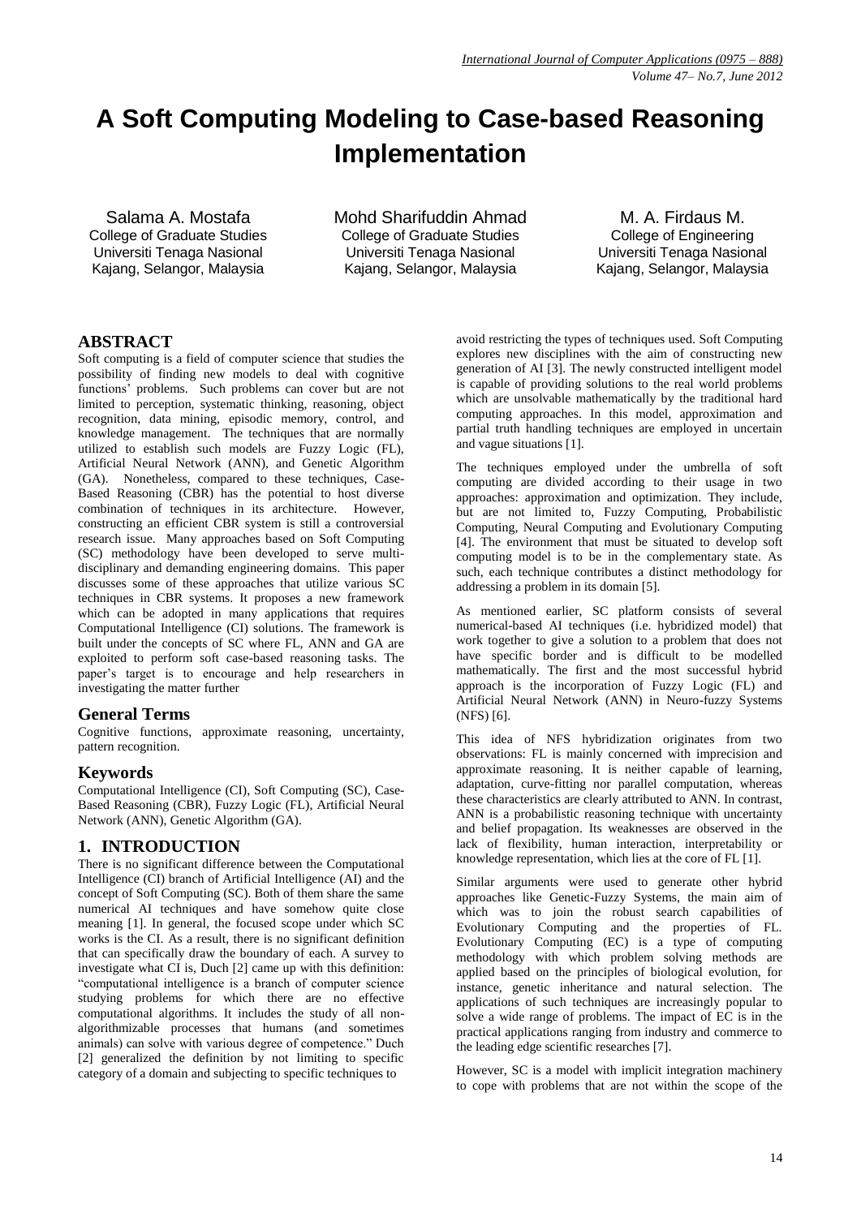# A Soft Computing Modeling to Case-based Reasoning Implementation

Salama A. Mostafa
College of Graduate Studies
Universiti Tenaga Nasional
Kajang, Selangor, Malaysia

Mohd Sharifuddin Ahmad
College of Graduate Studies
Universiti Tenaga Nasional
Kajang, Selangor, Malaysia

M. A. Firdaus M.
College of Engineering
Universiti Tenaga Nasional
Kajang, Selangor, Malaysia

## ABSTRACT

Soft computing is a field of computer science that studies the possibility of finding new models to deal with cognitive functions' problems. Such problems can cover but are not limited to perception, systematic thinking, reasoning, object recognition, data mining, episodic memory, control, and knowledge management. The techniques that are normally utilized to establish such models are Fuzzy Logic (FL), Artificial Neural Network (ANN), and Genetic Algorithm (GA). Nonetheless, compared to these techniques, Case-Based Reasoning (CBR) has the potential to host diverse combination of techniques in its architecture. However, constructing an efficient CBR system is still a controversial research issue. Many approaches based on Soft Computing (SC) methodology have been developed to serve multi-disciplinary and demanding engineering domains. This paper discusses some of these approaches that utilize various SC techniques in CBR systems. It proposes a new framework which can be adopted in many applications that requires Computational Intelligence (CI) solutions. The framework is built under the concepts of SC where FL, ANN and GA are exploited to perform soft case-based reasoning tasks. The paper's target is to encourage and help researchers in investigating the matter further

## General Terms

Cognitive functions, approximate reasoning, uncertainty, pattern recognition.

## Keywords

Computational Intelligence (CI), Soft Computing (SC), Case-Based Reasoning (CBR), Fuzzy Logic (FL), Artificial Neural Network (ANN), Genetic Algorithm (GA).

## 1. INTRODUCTION

There is no significant difference between the Computational Intelligence (CI) branch of Artificial Intelligence (AI) and the concept of Soft Computing (SC). Both of them share the same numerical AI techniques and have somehow quite close meaning [1]. In general, the focused scope under which SC works is the CI. As a result, there is no significant definition that can specifically draw the boundary of each. A survey to investigate what CI is, Duch [2] came up with this definition: "computational intelligence is a branch of computer science studying problems for which there are no effective computational algorithms. It includes the study of all non-algorithmizable processes that humans (and sometimes animals) can solve with various degree of competence." Duch [2] generalized the definition by not limiting to specific category of a domain and subjecting to specific techniques to avoid restricting the types of techniques used. Soft Computing explores new disciplines with the aim of constructing new generation of AI [3]. The newly constructed intelligent model is capable of providing solutions to the real world problems which are unsolvable mathematically by the traditional hard computing approaches. In this model, approximation and partial truth handling techniques are employed in uncertain and vague situations [1].

The techniques employed under the umbrella of soft computing are divided according to their usage in two approaches: approximation and optimization. They include, but are not limited to, Fuzzy Computing, Probabilistic Computing, Neural Computing and Evolutionary Computing [4]. The environment that must be situated to develop soft computing model is to be in the complementary state. As such, each technique contributes a distinct methodology for addressing a problem in its domain [5].

As mentioned earlier, SC platform consists of several numerical-based AI techniques (i.e. hybridized model) that work together to give a solution to a problem that does not have specific border and is difficult to be modelled mathematically. The first and the most successful hybrid approach is the incorporation of Fuzzy Logic (FL) and Artificial Neural Network (ANN) in Neuro-fuzzy Systems (NFS) [6].

This idea of NFS hybridization originates from two observations: FL is mainly concerned with imprecision and approximate reasoning. It is neither capable of learning, adaptation, curve-fitting nor parallel computation, whereas these characteristics are clearly attributed to ANN. In contrast, ANN is a probabilistic reasoning technique with uncertainty and belief propagation. Its weaknesses are observed in the lack of flexibility, human interaction, interpretability or knowledge representation, which lies at the core of FL [1].

Similar arguments were used to generate other hybrid approaches like Genetic-Fuzzy Systems, the main aim of which was to join the robust search capabilities of Evolutionary Computing and the properties of FL. Evolutionary Computing (EC) is a type of computing methodology with which problem solving methods are applied based on the principles of biological evolution, for instance, genetic inheritance and natural selection. The applications of such techniques are increasingly popular to solve a wide range of problems. The impact of EC is in the practical applications ranging from industry and commerce to the leading edge scientific researches [7].

However, SC is a model with implicit integration machinery to cope with problems that are not within the scope of the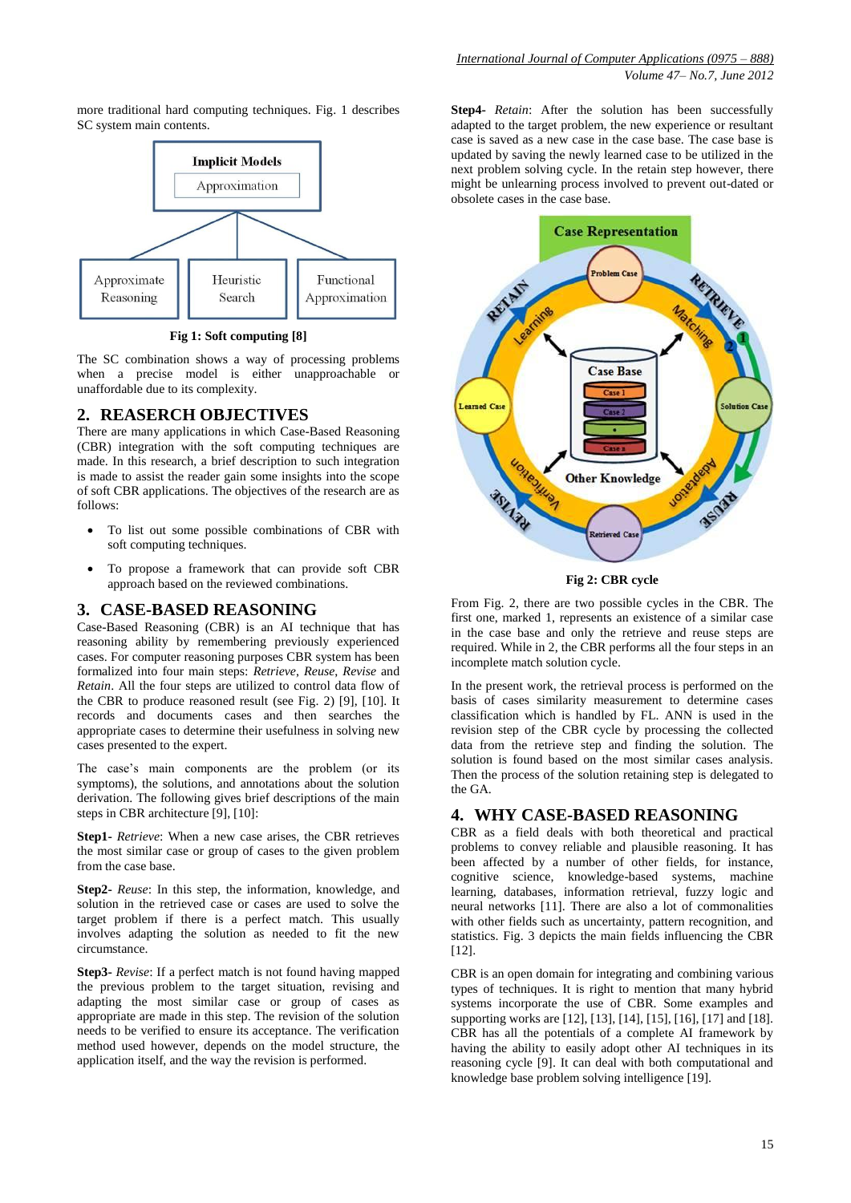more traditional hard computing techniques. Fig. 1 describes SC system main contents.

Fig 1: Soft computing [8]

The SC combination shows a way of processing problems when a precise model is either unapproachable or unaffordable due to its complexity.

## 2. REASERCH OBJECTIVES

There are many applications in which Case-Based Reasoning (CBR) integration with the soft computing techniques are made. In this research, a brief description to such integration is made to assist the reader gain some insights into the scope of soft CBR applications. The objectives of the research are as follows:

- To list out some possible combinations of CBR with soft computing techniques.
- To propose a framework that can provide soft CBR approach based on the reviewed combinations.

## 3. CASE-BASED REASONING

Case-Based Reasoning (CBR) is an AI technique that has reasoning ability by remembering previously experienced cases. For computer reasoning purposes CBR system has been formalized into four main steps: *Retrieve*, *Reuse*, *Revise* and *Retain*. All the four steps are utilized to control data flow of the CBR to produce reasoned result (see Fig. 2) [9], [10]. It records and documents cases and then searches the appropriate cases to determine their usefulness in solving new cases presented to the expert.

The case's main components are the problem (or its symptoms), the solutions, and annotations about the solution derivation. The following gives brief descriptions of the main steps in CBR architecture [9], [10]:

**Step1-** *Retrieve*: When a new case arises, the CBR retrieves the most similar case or group of cases to the given problem from the case base.

**Step2-** *Reuse*: In this step, the information, knowledge, and solution in the retrieved case or cases are used to solve the target problem if there is a perfect match. This usually involves adapting the solution as needed to fit the new circumstance.

**Step3-** *Revise*: If a perfect match is not found having mapped the previous problem to the target situation, revising and adapting the most similar case or group of cases as appropriate are made in this step. The revision of the solution needs to be verified to ensure its acceptance. The verification method used however, depends on the model structure, the application itself, and the way the revision is performed.

**Step4-** *Retain*: After the solution has been successfully adapted to the target problem, the new experience or resultant case is saved as a new case in the case base. The case base is updated by saving the newly learned case to be utilized in the next problem solving cycle. In the retain step however, there might be unlearning process involved to prevent out-dated or obsolete cases in the case base.

Fig 2: CBR cycle

From Fig. 2, there are two possible cycles in the CBR. The first one, marked 1, represents an existence of a similar case in the case base and only the retrieve and reuse steps are required. While in 2, the CBR performs all the four steps in an incomplete match solution cycle.

In the present work, the retrieval process is performed on the basis of cases similarity measurement to determine cases classification which is handled by FL. ANN is used in the revision step of the CBR cycle by processing the collected data from the retrieve step and finding the solution. The solution is found based on the most similar cases analysis. Then the process of the solution retaining step is delegated to the GA.

## 4. WHY CASE-BASED REASONING

CBR as a field deals with both theoretical and practical problems to convey reliable and plausible reasoning. It has been affected by a number of other fields, for instance, cognitive science, knowledge-based systems, machine learning, databases, information retrieval, fuzzy logic and neural networks [11]. There are also a lot of commonalities with other fields such as uncertainty, pattern recognition, and statistics. Fig. 3 depicts the main fields influencing the CBR [12].

CBR is an open domain for integrating and combining various types of techniques. It is right to mention that many hybrid systems incorporate the use of CBR. Some examples and supporting works are [12], [13], [14], [15], [16], [17] and [18]. CBR has all the potentials of a complete AI framework by having the ability to easily adopt other AI techniques in its reasoning cycle [9]. It can deal with both computational and knowledge base problem solving intelligence [19].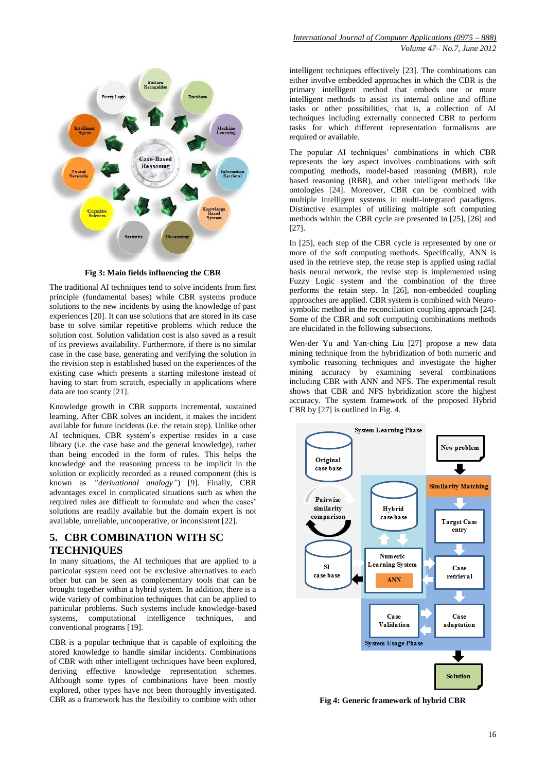Fig 3: Main fields influencing the CBR

The traditional AI techniques tend to solve incidents from first principle (fundamental bases) while CBR systems produce solutions to the new incidents by using the knowledge of past experiences [20]. It can use solutions that are stored in its case base to solve similar repetitive problems which reduce the solution cost. Solution validation cost is also saved as a result of its previews availability. Furthermore, if there is no similar case in the case base, generating and verifying the solution in the revision step is established based on the experiences of the existing case which presents a starting milestone instead of having to start from scratch, especially in applications where data are too scanty [21].

Knowledge growth in CBR supports incremental, sustained learning. After CBR solves an incident, it makes the incident available for future incidents (i.e. the retain step). Unlike other AI techniques, CBR system's expertise resides in a case library (i.e. the case base and the general knowledge), rather than being encoded in the form of rules. This helps the knowledge and the reasoning process to be implicit in the solution or explicitly recorded as a reused component (this is known as *"derivational analogy"*) [9]. Finally, CBR advantages excel in complicated situations such as when the required rules are difficult to formulate and when the cases' solutions are readily available but the domain expert is not available, unreliable, uncooperative, or inconsistent [22].

## 5. CBR COMBINATION WITH SC TECHNIQUES

In many situations, the AI techniques that are applied to a particular system need not be exclusive alternatives to each other but can be seen as complementary tools that can be brought together within a hybrid system. In addition, there is a wide variety of combination techniques that can be applied to particular problems. Such systems include knowledge-based systems, computational intelligence techniques, and conventional programs [19].

CBR is a popular technique that is capable of exploiting the stored knowledge to handle similar incidents. Combinations of CBR with other intelligent techniques have been explored, deriving effective knowledge representation schemes. Although some types of combinations have been mostly explored, other types have not been thoroughly investigated. CBR as a framework has the flexibility to combine with other intelligent techniques effectively [23]. The combinations can either involve embedded approaches in which the CBR is the primary intelligent method that embeds one or more intelligent methods to assist its internal online and offline tasks or other possibilities, that is, a collection of AI techniques including externally connected CBR to perform tasks for which different representation formalisms are required or available.

The popular AI techniques' combinations in which CBR represents the key aspect involves combinations with soft computing methods, model-based reasoning (MBR), rule based reasoning (RBR), and other intelligent methods like ontologies [24]. Moreover, CBR can be combined with multiple intelligent systems in multi-integrated paradigms. Distinctive examples of utilizing multiple soft computing methods within the CBR cycle are presented in [25], [26] and [27].

In [25], each step of the CBR cycle is represented by one or more of the soft computing methods. Specifically, ANN is used in the retrieve step, the reuse step is applied using radial basis neural network, the revise step is implemented using Fuzzy Logic system and the combination of the three performs the retain step. In [26], non-embedded coupling approaches are applied. CBR system is combined with Neuro-symbolic method in the reconciliation coupling approach [24]. Some of the CBR and soft computing combinations methods are elucidated in the following subsections.

Wen-der Yu and Yan-ching Liu [27] propose a new data mining technique from the hybridization of both numeric and symbolic reasoning techniques and investigate the higher mining accuracy by examining several combinations including CBR with ANN and NFS. The experimental result shows that CBR and NFS hybridization score the highest accuracy. The system framework of the proposed Hybrid CBR by [27] is outlined in Fig. 4.

Fig 4: Generic framework of hybrid CBR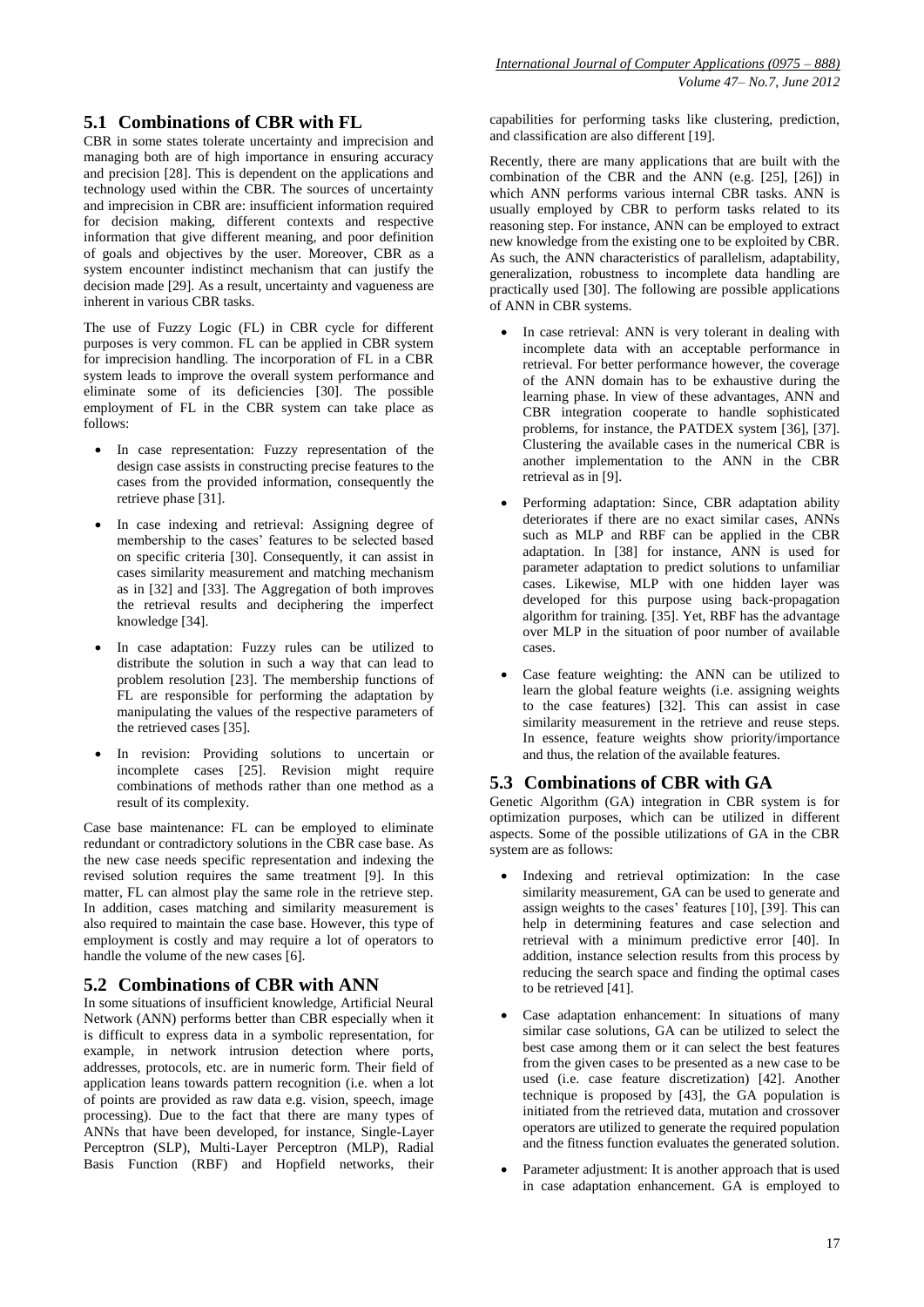## 5.1 Combinations of CBR with FL

CBR in some states tolerate uncertainty and imprecision and managing both are of high importance in ensuring accuracy and precision [28]. This is dependent on the applications and technology used within the CBR. The sources of uncertainty and imprecision in CBR are: insufficient information required for decision making, different contexts and respective information that give different meaning, and poor definition of goals and objectives by the user. Moreover, CBR as a system encounter indistinct mechanism that can justify the decision made [29]. As a result, uncertainty and vagueness are inherent in various CBR tasks.

The use of Fuzzy Logic (FL) in CBR cycle for different purposes is very common. FL can be applied in CBR system for imprecision handling. The incorporation of FL in a CBR system leads to improve the overall system performance and eliminate some of its deficiencies [30]. The possible employment of FL in the CBR system can take place as follows:

- In case representation: Fuzzy representation of the design case assists in constructing precise features to the cases from the provided information, consequently the retrieve phase [31].
- In case indexing and retrieval: Assigning degree of membership to the cases' features to be selected based on specific criteria [30]. Consequently, it can assist in cases similarity measurement and matching mechanism as in [32] and [33]. The Aggregation of both improves the retrieval results and deciphering the imperfect knowledge [34].
- In case adaptation: Fuzzy rules can be utilized to distribute the solution in such a way that can lead to problem resolution [23]. The membership functions of FL are responsible for performing the adaptation by manipulating the values of the respective parameters of the retrieved cases [35].
- In revision: Providing solutions to uncertain or incomplete cases [25]. Revision might require combinations of methods rather than one method as a result of its complexity.

Case base maintenance: FL can be employed to eliminate redundant or contradictory solutions in the CBR case base. As the new case needs specific representation and indexing the revised solution requires the same treatment [9]. In this matter, FL can almost play the same role in the retrieve step. In addition, cases matching and similarity measurement is also required to maintain the case base. However, this type of employment is costly and may require a lot of operators to handle the volume of the new cases [6].

## 5.2 Combinations of CBR with ANN

In some situations of insufficient knowledge, Artificial Neural Network (ANN) performs better than CBR especially when it is difficult to express data in a symbolic representation, for example, in network intrusion detection where ports, addresses, protocols, etc. are in numeric form. Their field of application leans towards pattern recognition (i.e. when a lot of points are provided as raw data e.g. vision, speech, image processing). Due to the fact that there are many types of ANNs that have been developed, for instance, Single-Layer Perceptron (SLP), Multi-Layer Perceptron (MLP), Radial Basis Function (RBF) and Hopfield networks, their capabilities for performing tasks like clustering, prediction, and classification are also different [19].

Recently, there are many applications that are built with the combination of the CBR and the ANN (e.g. [25], [26]) in which ANN performs various internal CBR tasks. ANN is usually employed by CBR to perform tasks related to its reasoning step. For instance, ANN can be employed to extract new knowledge from the existing one to be exploited by CBR. As such, the ANN characteristics of parallelism, adaptability, generalization, robustness to incomplete data handling are practically used [30]. The following are possible applications of ANN in CBR systems.

- In case retrieval: ANN is very tolerant in dealing with incomplete data with an acceptable performance in retrieval. For better performance however, the coverage of the ANN domain has to be exhaustive during the learning phase. In view of these advantages, ANN and CBR integration cooperate to handle sophisticated problems, for instance, the PATDEX system [36], [37]. Clustering the available cases in the numerical CBR is another implementation to the ANN in the CBR retrieval as in [9].
- Performing adaptation: Since, CBR adaptation ability deteriorates if there are no exact similar cases, ANNs such as MLP and RBF can be applied in the CBR adaptation. In [38] for instance, ANN is used for parameter adaptation to predict solutions to unfamiliar cases. Likewise, MLP with one hidden layer was developed for this purpose using back-propagation algorithm for training. [35]. Yet, RBF has the advantage over MLP in the situation of poor number of available cases.
- Case feature weighting: the ANN can be utilized to learn the global feature weights (i.e. assigning weights to the case features) [32]. This can assist in case similarity measurement in the retrieve and reuse steps. In essence, feature weights show priority/importance and thus, the relation of the available features.

## 5.3 Combinations of CBR with GA

Genetic Algorithm (GA) integration in CBR system is for optimization purposes, which can be utilized in different aspects. Some of the possible utilizations of GA in the CBR system are as follows:

- Indexing and retrieval optimization: In the case similarity measurement, GA can be used to generate and assign weights to the cases' features [10], [39]. This can help in determining features and case selection and retrieval with a minimum predictive error [40]. In addition, instance selection results from this process by reducing the search space and finding the optimal cases to be retrieved [41].
- Case adaptation enhancement: In situations of many similar case solutions, GA can be utilized to select the best case among them or it can select the best features from the given cases to be presented as a new case to be used (i.e. case feature discretization) [42]. Another technique is proposed by [43], the GA population is initiated from the retrieved data, mutation and crossover operators are utilized to generate the required population and the fitness function evaluates the generated solution.
- Parameter adjustment: It is another approach that is used in case adaptation enhancement. GA is employed to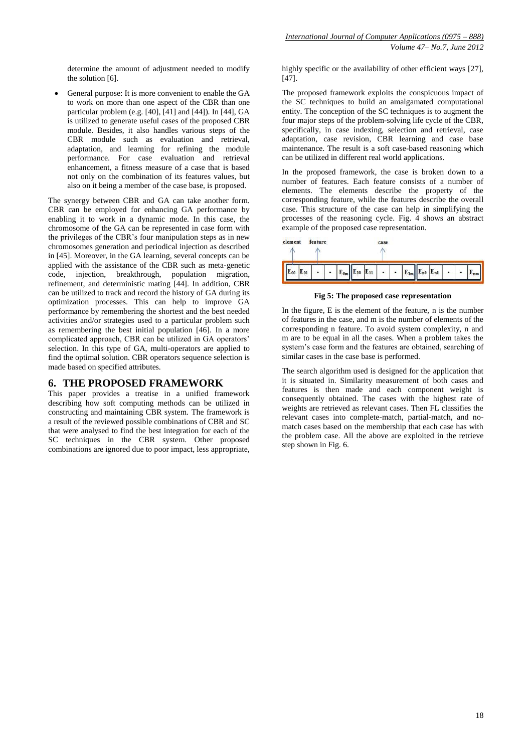determine the amount of adjustment needed to modify the solution [6].

- General purpose: It is more convenient to enable the GA to work on more than one aspect of the CBR than one particular problem (e.g. [40], [41] and [44]). In [44], GA is utilized to generate useful cases of the proposed CBR module. Besides, it also handles various steps of the CBR module such as evaluation and retrieval, adaptation, and learning for refining the module performance. For case evaluation and retrieval enhancement, a fitness measure of a case that is based not only on the combination of its features values, but also on it being a member of the case base, is proposed.

The synergy between CBR and GA can take another form. CBR can be employed for enhancing GA performance by enabling it to work in a dynamic mode. In this case, the chromosome of the GA can be represented in case form with the privileges of the CBR's four manipulation steps as in new chromosomes generation and periodical injection as described in [45]. Moreover, in the GA learning, several concepts can be applied with the assistance of the CBR such as meta-genetic code, injection, breakthrough, population migration, refinement, and deterministic mating [44]. In addition, CBR can be utilized to track and record the history of GA during its optimization processes. This can help to improve GA performance by remembering the shortest and the best needed activities and/or strategies used to a particular problem such as remembering the best initial population [46]. In a more complicated approach, CBR can be utilized in GA operators' selection. In this type of GA, multi-operators are applied to find the optimal solution. CBR operators sequence selection is made based on specified attributes.

## 6. THE PROPOSED FRAMEWORK

This paper provides a treatise in a unified framework describing how soft computing methods can be utilized in constructing and maintaining CBR system. The framework is a result of the reviewed possible combinations of CBR and SC that were analysed to find the best integration for each of the SC techniques in the CBR system. Other proposed combinations are ignored due to poor impact, less appropriate, highly specific or the availability of other efficient ways [27], [47].

The proposed framework exploits the conspicuous impact of the SC techniques to build an amalgamated computational entity. The conception of the SC techniques is to augment the four major steps of the problem-solving life cycle of the CBR, specifically, in case indexing, selection and retrieval, case adaptation, case revision, CBR learning and case base maintenance. The result is a soft case-based reasoning which can be utilized in different real world applications.

In the proposed framework, the case is broken down to a number of features. Each feature consists of a number of elements. The elements describe the property of the corresponding feature, while the features describe the overall case. This structure of the case can help in simplifying the processes of the reasoning cycle. Fig. 4 shows an abstract example of the proposed case representation.

| $E_{00}$ | $E_{01}$ | · | · | $E_{0m}$ | $E_{10}$ | $E_{11}$ | · | · | $E_{1m}$ | $E_{n0}$ | $E_{n1}$ | · | · | $E_{nm}$ |
|---|---|---|---|---|---|---|---|---|---|---|---|---|---|---|

(element, feature, case)

**Fig 5: The proposed case representation**

In the figure, E is the element of the feature, n is the number of features in the case, and m is the number of elements of the corresponding n feature. To avoid system complexity, n and m are to be equal in all the cases. When a problem takes the system's case form and the features are obtained, searching of similar cases in the case base is performed.

The search algorithm used is designed for the application that it is situated in. Similarity measurement of both cases and features is then made and each component weight is consequently obtained. The cases with the highest rate of weights are retrieved as relevant cases. Then FL classifies the relevant cases into complete-match, partial-match, and no-match cases based on the membership that each case has with the problem case. All the above are exploited in the retrieve step shown in Fig. 6.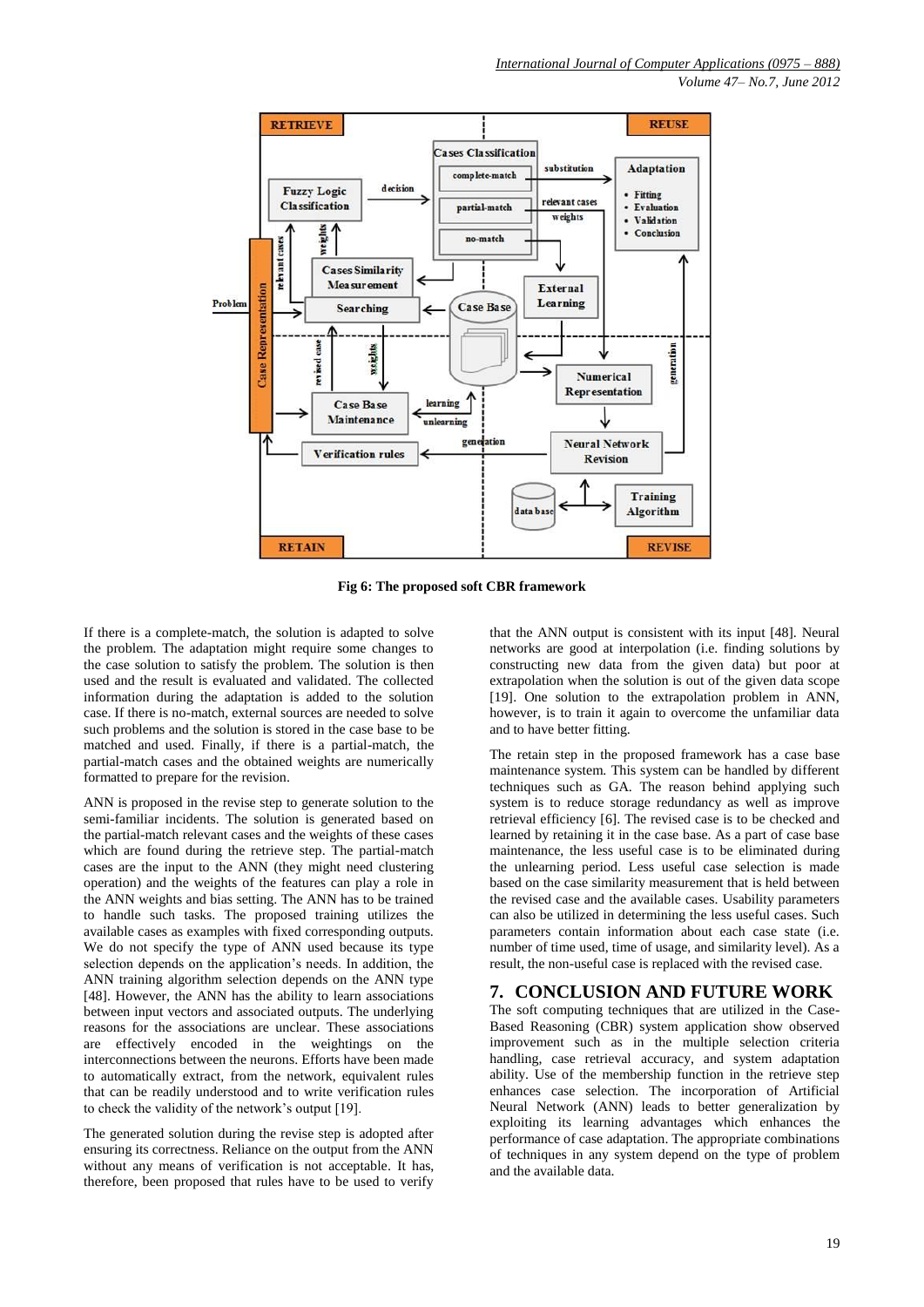Fig 6: The proposed soft CBR framework

If there is a complete-match, the solution is adapted to solve the problem. The adaptation might require some changes to the case solution to satisfy the problem. The solution is then used and the result is evaluated and validated. The collected information during the adaptation is added to the solution case. If there is no-match, external sources are needed to solve such problems and the solution is stored in the case base to be matched and used. Finally, if there is a partial-match, the partial-match cases and the obtained weights are numerically formatted to prepare for the revision.

ANN is proposed in the revise step to generate solution to the semi-familiar incidents. The solution is generated based on the partial-match relevant cases and the weights of these cases which are found during the retrieve step. The partial-match cases are the input to the ANN (they might need clustering operation) and the weights of the features can play a role in the ANN weights and bias setting. The ANN has to be trained to handle such tasks. The proposed training utilizes the available cases as examples with fixed corresponding outputs. We do not specify the type of ANN used because its type selection depends on the application's needs. In addition, the ANN training algorithm selection depends on the ANN type [48]. However, the ANN has the ability to learn associations between input vectors and associated outputs. The underlying reasons for the associations are unclear. These associations are effectively encoded in the weightings on the interconnections between the neurons. Efforts have been made to automatically extract, from the network, equivalent rules that can be readily understood and to write verification rules to check the validity of the network's output [19].

The generated solution during the revise step is adopted after ensuring its correctness. Reliance on the output from the ANN without any means of verification is not acceptable. It has, therefore, been proposed that rules have to be used to verify that the ANN output is consistent with its input [48]. Neural networks are good at interpolation (i.e. finding solutions by constructing new data from the given data) but poor at extrapolation when the solution is out of the given data scope [19]. One solution to the extrapolation problem in ANN, however, is to train it again to overcome the unfamiliar data and to have better fitting.

The retain step in the proposed framework has a case base maintenance system. This system can be handled by different techniques such as GA. The reason behind applying such system is to reduce storage redundancy as well as improve retrieval efficiency [6]. The revised case is to be checked and learned by retaining it in the case base. As a part of case base maintenance, the less useful case is to be eliminated during the unlearning period. Less useful case selection is made based on the case similarity measurement that is held between the revised case and the available cases. Usability parameters can also be utilized in determining the less useful cases. Such parameters contain information about each case state (i.e. number of time used, time of usage, and similarity level). As a result, the non-useful case is replaced with the revised case.

## 7. CONCLUSION AND FUTURE WORK

The soft computing techniques that are utilized in the Case-Based Reasoning (CBR) system application show observed improvement such as in the multiple selection criteria handling, case retrieval accuracy, and system adaptation ability. Use of the membership function in the retrieve step enhances case selection. The incorporation of Artificial Neural Network (ANN) leads to better generalization by exploiting its learning advantages which enhances the performance of case adaptation. The appropriate combinations of techniques in any system depend on the type of problem and the available data.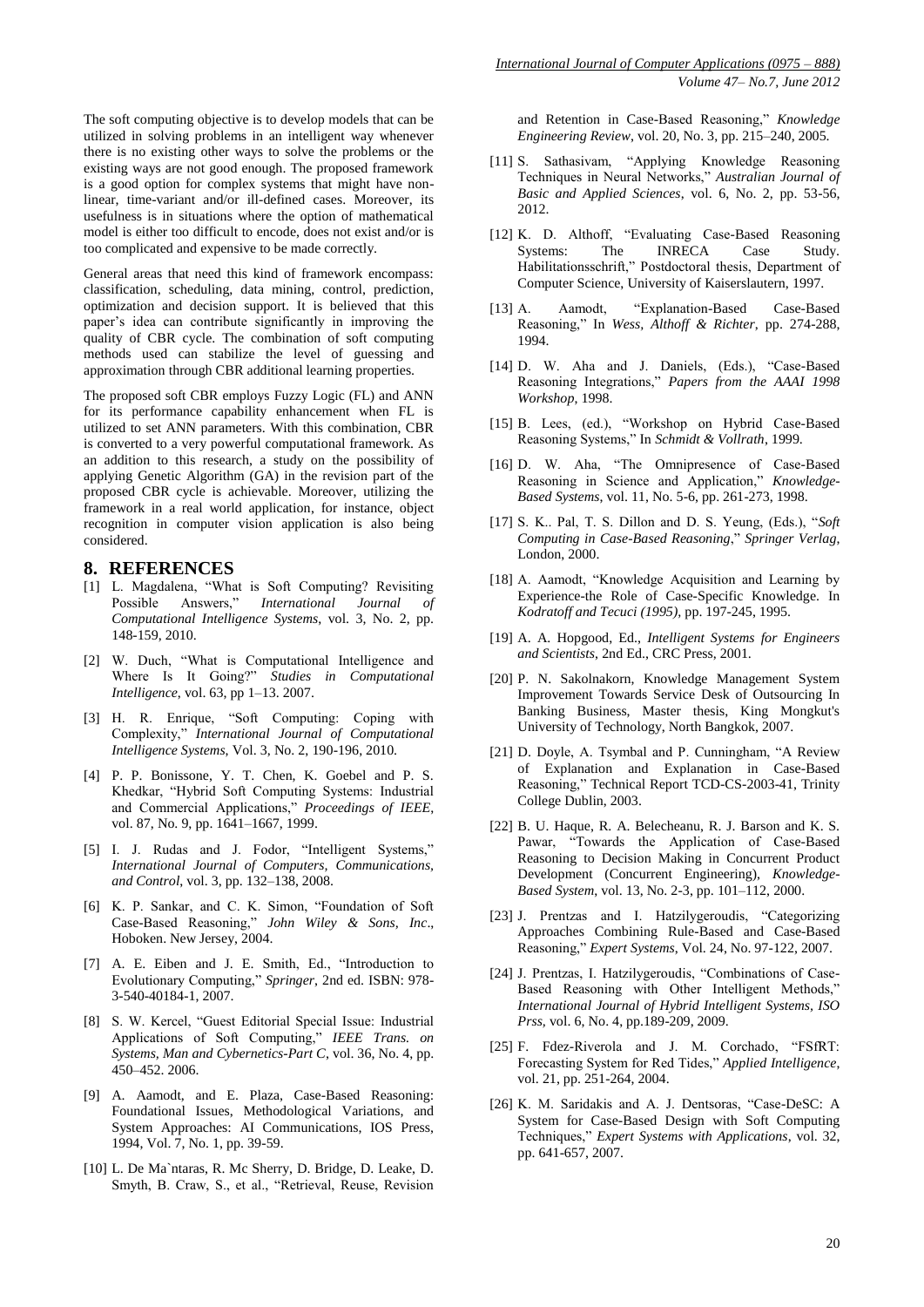The soft computing objective is to develop models that can be utilized in solving problems in an intelligent way whenever there is no existing other ways to solve the problems or the existing ways are not good enough. The proposed framework is a good option for complex systems that might have non-linear, time-variant and/or ill-defined cases. Moreover, its usefulness is in situations where the option of mathematical model is either too difficult to encode, does not exist and/or is too complicated and expensive to be made correctly.

General areas that need this kind of framework encompass: classification, scheduling, data mining, control, prediction, optimization and decision support. It is believed that this paper's idea can contribute significantly in improving the quality of CBR cycle. The combination of soft computing methods used can stabilize the level of guessing and approximation through CBR additional learning properties.

The proposed soft CBR employs Fuzzy Logic (FL) and ANN for its performance capability enhancement when FL is utilized to set ANN parameters. With this combination, CBR is converted to a very powerful computational framework. As an addition to this research, a study on the possibility of applying Genetic Algorithm (GA) in the revision part of the proposed CBR cycle is achievable. Moreover, utilizing the framework in a real world application, for instance, object recognition in computer vision application is also being considered.

## 8. REFERENCES

[1] L. Magdalena, "What is Soft Computing? Revisiting Possible Answers," *International Journal of Computational Intelligence Systems*, vol. 3, No. 2, pp. 148-159, 2010.

[2] W. Duch, "What is Computational Intelligence and Where Is It Going?" *Studies in Computational Intelligence*, vol. 63, pp 1–13. 2007.

[3] H. R. Enrique, "Soft Computing: Coping with Complexity," *International Journal of Computational Intelligence Systems*, Vol. 3, No. 2, 190-196, 2010.

[4] P. P. Bonissone, Y. T. Chen, K. Goebel and P. S. Khedkar, "Hybrid Soft Computing Systems: Industrial and Commercial Applications," *Proceedings of IEEE*, vol. 87, No. 9, pp. 1641–1667, 1999.

[5] I. J. Rudas and J. Fodor, "Intelligent Systems," *International Journal of Computers, Communications, and Control*, vol. 3, pp. 132–138, 2008.

[6] K. P. Sankar, and C. K. Simon, "Foundation of Soft Case-Based Reasoning," *John Wiley & Sons, Inc*., Hoboken. New Jersey, 2004.

[7] A. E. Eiben and J. E. Smith, Ed., "Introduction to Evolutionary Computing," *Springer*, 2nd ed. ISBN: 978-3-540-40184-1, 2007.

[8] S. W. Kercel, "Guest Editorial Special Issue: Industrial Applications of Soft Computing," *IEEE Trans. on Systems, Man and Cybernetics-Part C*, vol. 36, No. 4, pp. 450–452. 2006.

[9] A. Aamodt, and E. Plaza, Case-Based Reasoning: Foundational Issues, Methodological Variations, and System Approaches: AI Communications, IOS Press, 1994, Vol. 7, No. 1, pp. 39-59.

[10] L. De Ma`ntaras, R. Mc Sherry, D. Bridge, D. Leake, D. Smyth, B. Craw, S., et al., "Retrieval, Reuse, Revision and Retention in Case-Based Reasoning," *Knowledge Engineering Review*, vol. 20, No. 3, pp. 215–240, 2005.

[11] S. Sathasivam, "Applying Knowledge Reasoning Techniques in Neural Networks," *Australian Journal of Basic and Applied Sciences*, vol. 6, No. 2, pp. 53-56, 2012.

[12] K. D. Althoff, "Evaluating Case-Based Reasoning Systems: The INRECA Case Study. Habilitationsschrift," Postdoctoral thesis, Department of Computer Science, University of Kaiserslautern, 1997.

[13] A. Aamodt, "Explanation-Based Case-Based Reasoning," In *Wess, Althoff & Richter*, pp. 274-288, 1994.

[14] D. W. Aha and J. Daniels, (Eds.), "Case-Based Reasoning Integrations," *Papers from the AAAI 1998 Workshop*, 1998.

[15] B. Lees, (ed.), "Workshop on Hybrid Case-Based Reasoning Systems," In *Schmidt & Vollrath*, 1999.

[16] D. W. Aha, "The Omnipresence of Case-Based Reasoning in Science and Application," *Knowledge-Based Systems*, vol. 11, No. 5-6, pp. 261-273, 1998.

[17] S. K.. Pal, T. S. Dillon and D. S. Yeung, (Eds.), "*Soft Computing in Case-Based Reasoning*," *Springer Verlag*, London, 2000.

[18] A. Aamodt, "Knowledge Acquisition and Learning by Experience-the Role of Case-Specific Knowledge. In *Kodratoff and Tecuci (1995)*, pp. 197-245, 1995.

[19] A. A. Hopgood, Ed., *Intelligent Systems for Engineers and Scientists*, 2nd Ed., CRC Press, 2001.

[20] P. N. Sakolnakorn, Knowledge Management System Improvement Towards Service Desk of Outsourcing In Banking Business, Master thesis, King Mongkut's University of Technology, North Bangkok, 2007.

[21] D. Doyle, A. Tsymbal and P. Cunningham, "A Review of Explanation and Explanation in Case-Based Reasoning," Technical Report TCD-CS-2003-41, Trinity College Dublin, 2003.

[22] B. U. Haque, R. A. Belecheanu, R. J. Barson and K. S. Pawar, "Towards the Application of Case-Based Reasoning to Decision Making in Concurrent Product Development (Concurrent Engineering), *Knowledge-Based System*, vol. 13, No. 2-3, pp. 101–112, 2000.

[23] J. Prentzas and I. Hatzilygeroudis, "Categorizing Approaches Combining Rule-Based and Case-Based Reasoning," *Expert Systems*, Vol. 24, No. 97-122, 2007.

[24] J. Prentzas, I. Hatzilygeroudis, "Combinations of Case-Based Reasoning with Other Intelligent Methods," *International Journal of Hybrid Intelligent Systems, ISO Prss*, vol. 6, No. 4, pp.189-209, 2009.

[25] F. Fdez-Riverola and J. M. Corchado, "FSfRT: Forecasting System for Red Tides," *Applied Intelligence*, vol. 21, pp. 251-264, 2004.

[26] K. M. Saridakis and A. J. Dentsoras, "Case-DeSC: A System for Case-Based Design with Soft Computing Techniques," *Expert Systems with Applications*, vol. 32, pp. 641-657, 2007.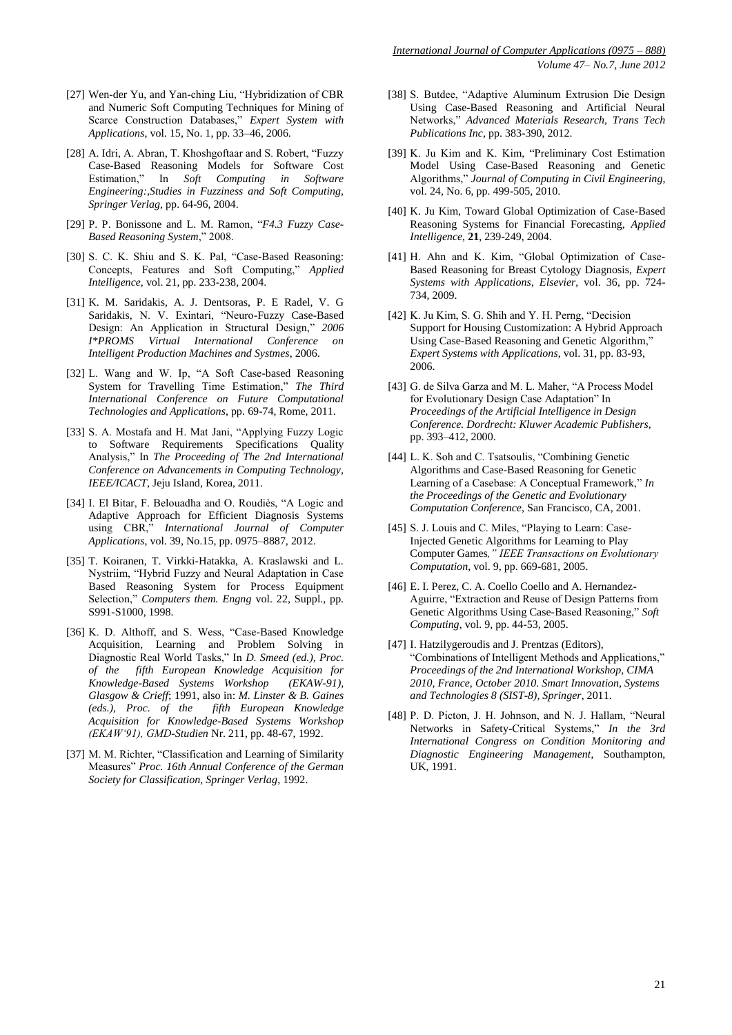[27] Wen-der Yu, and Yan-ching Liu, "Hybridization of CBR and Numeric Soft Computing Techniques for Mining of Scarce Construction Databases," *Expert System with Applications*, vol. 15, No. 1, pp. 33–46, 2006.

[28] A. Idri, A. Abran, T. Khoshgoftaar and S. Robert, "Fuzzy Case-Based Reasoning Models for Software Cost Estimation," In *Soft Computing in Software Engineering:,Studies in Fuzziness and Soft Computing*, *Springer Verlag*, pp. 64-96, 2004.

[29] P. P. Bonissone and L. M. Ramon, "*F4.3 Fuzzy Case-Based Reasoning System*," 2008.

[30] S. C. K. Shiu and S. K. Pal, "Case-Based Reasoning: Concepts, Features and Soft Computing," *Applied Intelligence*, vol. 21, pp. 233-238, 2004.

[31] K. M. Saridakis, A. J. Dentsoras, P. E Radel, V. G Saridakis, N. V. Exintari, "Neuro-Fuzzy Case-Based Design: An Application in Structural Design," *2006 I\*PROMS Virtual International Conference on Intelligent Production Machines and Systmes*, 2006.

[32] L. Wang and W. Ip, "A Soft Case-based Reasoning System for Travelling Time Estimation," *The Third International Conference on Future Computational Technologies and Applications*, pp. 69-74, Rome, 2011.

[33] S. A. Mostafa and H. Mat Jani, "Applying Fuzzy Logic to Software Requirements Specifications Quality Analysis," In *The Proceeding of The 2nd International Conference on Advancements in Computing Technology*, *IEEE/ICACT*, Jeju Island, Korea, 2011.

[34] I. El Bitar, F. Belouadha and O. Roudiès, "A Logic and Adaptive Approach for Efficient Diagnosis Systems using CBR," *International Journal of Computer Applications*, vol. 39, No.15, pp. 0975–8887, 2012.

[35] T. Koiranen, T. Virkki-Hatakka, A. Kraslawski and L. Nystriim, "Hybrid Fuzzy and Neural Adaptation in Case Based Reasoning System for Process Equipment Selection," *Computers them. Engng* vol. 22, Suppl., pp. S991-S1000, 1998.

[36] K. D. Althoff, and S. Wess, "Case-Based Knowledge Acquisition, Learning and Problem Solving in Diagnostic Real World Tasks," In *D. Smeed (ed.), Proc. of the fifth European Knowledge Acquisition for Knowledge-Based Systems Workshop (EKAW-91), Glasgow & Crieff*; 1991, also in: *M. Linster & B. Gaines (eds.), Proc. of the fifth European Knowledge Acquisition for Knowledge-Based Systems Workshop (EKAW'91), GMD-Studien* Nr. 211, pp. 48-67, 1992.

[37] M. M. Richter, "Classification and Learning of Similarity Measures" *Proc. 16th Annual Conference of the German Society for Classification*, *Springer Verlag*, 1992.

[38] S. Butdee, "Adaptive Aluminum Extrusion Die Design Using Case-Based Reasoning and Artificial Neural Networks," *Advanced Materials Research*, *Trans Tech Publications Inc*, pp. 383-390, 2012.

[39] K. Ju Kim and K. Kim, "Preliminary Cost Estimation Model Using Case-Based Reasoning and Genetic Algorithms," *Journal of Computing in Civil Engineering*, vol. 24, No. 6, pp. 499-505, 2010.

[40] K. Ju Kim, Toward Global Optimization of Case-Based Reasoning Systems for Financial Forecasting, *Applied Intelligence*, **21**, 239-249, 2004.

[41] H. Ahn and K. Kim, "Global Optimization of Case-Based Reasoning for Breast Cytology Diagnosis, *Expert Systems with Applications*, *Elsevier*, vol. 36, pp. 724-734, 2009.

[42] K. Ju Kim, S. G. Shih and Y. H. Perng, "Decision Support for Housing Customization: A Hybrid Approach Using Case-Based Reasoning and Genetic Algorithm," *Expert Systems with Applications*, vol. 31, pp. 83-93, 2006.

[43] G. de Silva Garza and M. L. Maher, "A Process Model for Evolutionary Design Case Adaptation" In *Proceedings of the Artificial Intelligence in Design Conference. Dordrecht: Kluwer Academic Publishers*, pp. 393–412, 2000.

[44] L. K. Soh and C. Tsatsoulis, "Combining Genetic Algorithms and Case-Based Reasoning for Genetic Learning of a Casebase: A Conceptual Framework," *In the Proceedings of the Genetic and Evolutionary Computation Conference*, San Francisco, CA, 2001.

[45] S. J. Louis and C. Miles, "Playing to Learn: Case-Injected Genetic Algorithms for Learning to Play Computer Games*," IEEE Transactions on Evolutionary Computation*, vol. 9, pp. 669-681, 2005.

[46] E. I. Perez, C. A. Coello Coello and A. Hernandez-Aguirre, "Extraction and Reuse of Design Patterns from Genetic Algorithms Using Case-Based Reasoning," *Soft Computing*, vol. 9, pp. 44-53, 2005.

[47] I. Hatzilygeroudis and J. Prentzas (Editors), "Combinations of Intelligent Methods and Applications," *Proceedings of the 2nd International Workshop, CIMA 2010, France, October 2010. Smart Innovation, Systems and Technologies 8 (SIST-8), Springer*, 2011.

[48] P. D. Picton, J. H. Johnson, and N. J. Hallam, "Neural Networks in Safety-Critical Systems," *In the 3rd International Congress on Condition Monitoring and Diagnostic Engineering Management*, Southampton, UK, 1991.